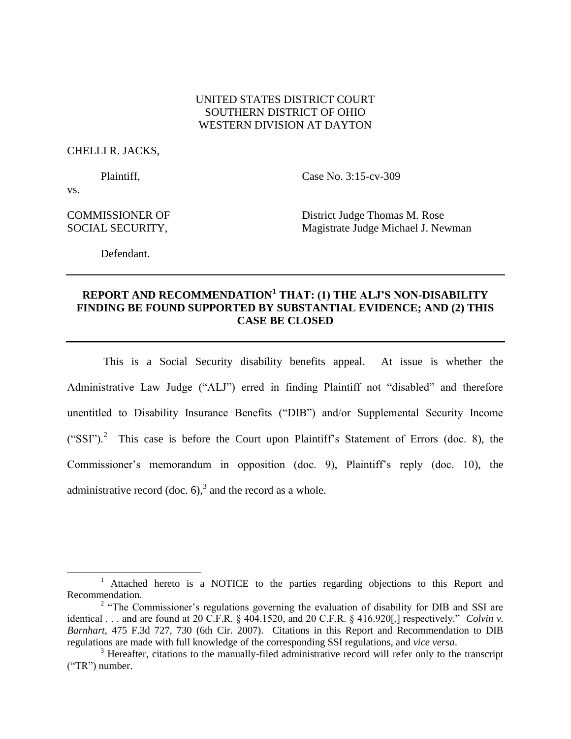UNITED STATES DISTRICT COURT
SOUTHERN DISTRICT OF OHIO
WESTERN DIVISION AT DAYTON

CHELLI R. JACKS,

Plaintiff,

vs.

Case No. 3:15-cv-309

COMMISSIONER OF SOCIAL SECURITY,

Defendant.

District Judge Thomas M. Rose
Magistrate Judge Michael J. Newman

---

**REPORT AND RECOMMENDATION[1] THAT: (1) THE ALJ'S NON-DISABILITY FINDING BE FOUND SUPPORTED BY SUBSTANTIAL EVIDENCE; AND (2) THIS CASE BE CLOSED**

---

This is a Social Security disability benefits appeal. At issue is whether the Administrative Law Judge ("ALJ") erred in finding Plaintiff not "disabled" and therefore unentitled to Disability Insurance Benefits ("DIB") and/or Supplemental Security Income ("SSI").[2] This case is before the Court upon Plaintiff's Statement of Errors (doc. 8), the Commissioner's memorandum in opposition (doc. 9), Plaintiff's reply (doc. 10), the administrative record (doc. 6),[3] and the record as a whole.

---

[1] Attached hereto is a NOTICE to the parties regarding objections to this Report and Recommendation.

[2] "The Commissioner's regulations governing the evaluation of disability for DIB and SSI are identical . . . and are found at 20 C.F.R. § 404.1520, and 20 C.F.R. § 416.920[,] respectively." *Colvin v. Barnhart*, 475 F.3d 727, 730 (6th Cir. 2007). Citations in this Report and Recommendation to DIB regulations are made with full knowledge of the corresponding SSI regulations, and *vice versa*.

[3] Hereafter, citations to the manually-filed administrative record will refer only to the transcript ("TR") number.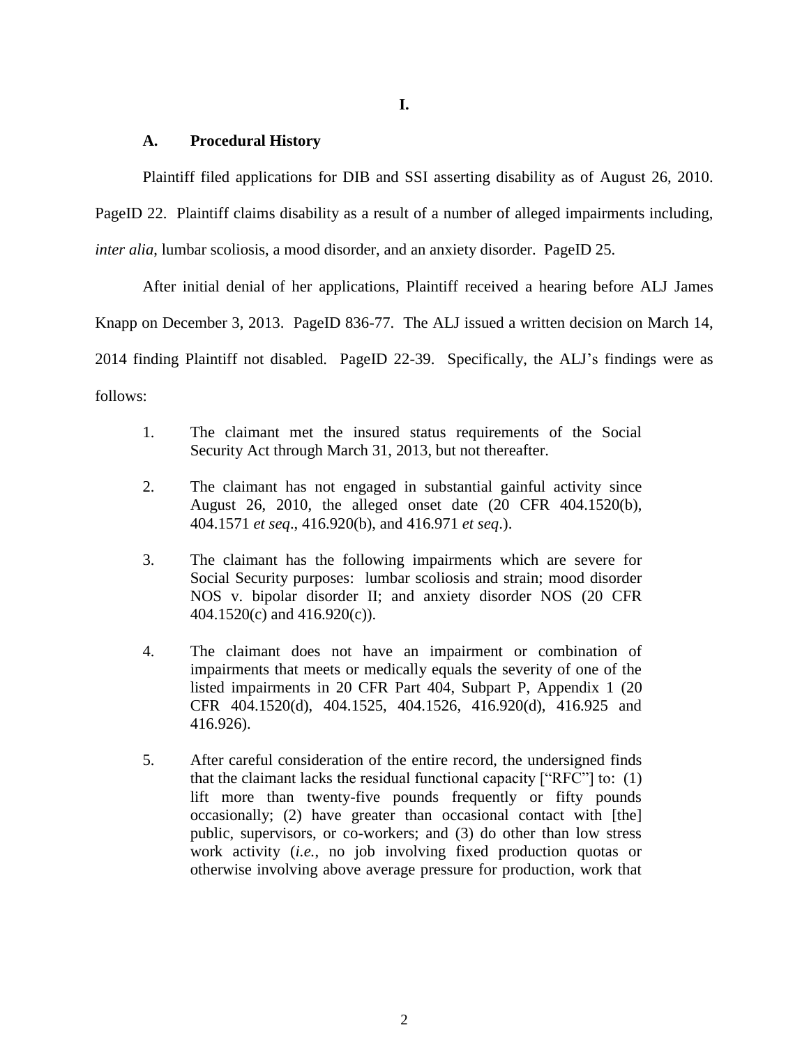**I.**

### A. Procedural History

Plaintiff filed applications for DIB and SSI asserting disability as of August 26, 2010. PageID 22. Plaintiff claims disability as a result of a number of alleged impairments including, *inter alia*, lumbar scoliosis, a mood disorder, and an anxiety disorder. PageID 25.

After initial denial of her applications, Plaintiff received a hearing before ALJ James Knapp on December 3, 2013. PageID 836-77. The ALJ issued a written decision on March 14, 2014 finding Plaintiff not disabled. PageID 22-39. Specifically, the ALJ's findings were as follows:

> 1. The claimant met the insured status requirements of the Social Security Act through March 31, 2013, but not thereafter.
>
> 2. The claimant has not engaged in substantial gainful activity since August 26, 2010, the alleged onset date (20 CFR 404.1520(b), 404.1571 *et seq*., 416.920(b), and 416.971 *et seq*.).
>
> 3. The claimant has the following impairments which are severe for Social Security purposes: lumbar scoliosis and strain; mood disorder NOS v. bipolar disorder II; and anxiety disorder NOS (20 CFR 404.1520(c) and 416.920(c)).
>
> 4. The claimant does not have an impairment or combination of impairments that meets or medically equals the severity of one of the listed impairments in 20 CFR Part 404, Subpart P, Appendix 1 (20 CFR 404.1520(d), 404.1525, 404.1526, 416.920(d), 416.925 and 416.926).
>
> 5. After careful consideration of the entire record, the undersigned finds that the claimant lacks the residual functional capacity ["RFC"] to: (1) lift more than twenty-five pounds frequently or fifty pounds occasionally; (2) have greater than occasional contact with [the] public, supervisors, or co-workers; and (3) do other than low stress work activity (*i.e.*, no job involving fixed production quotas or otherwise involving above average pressure for production, work that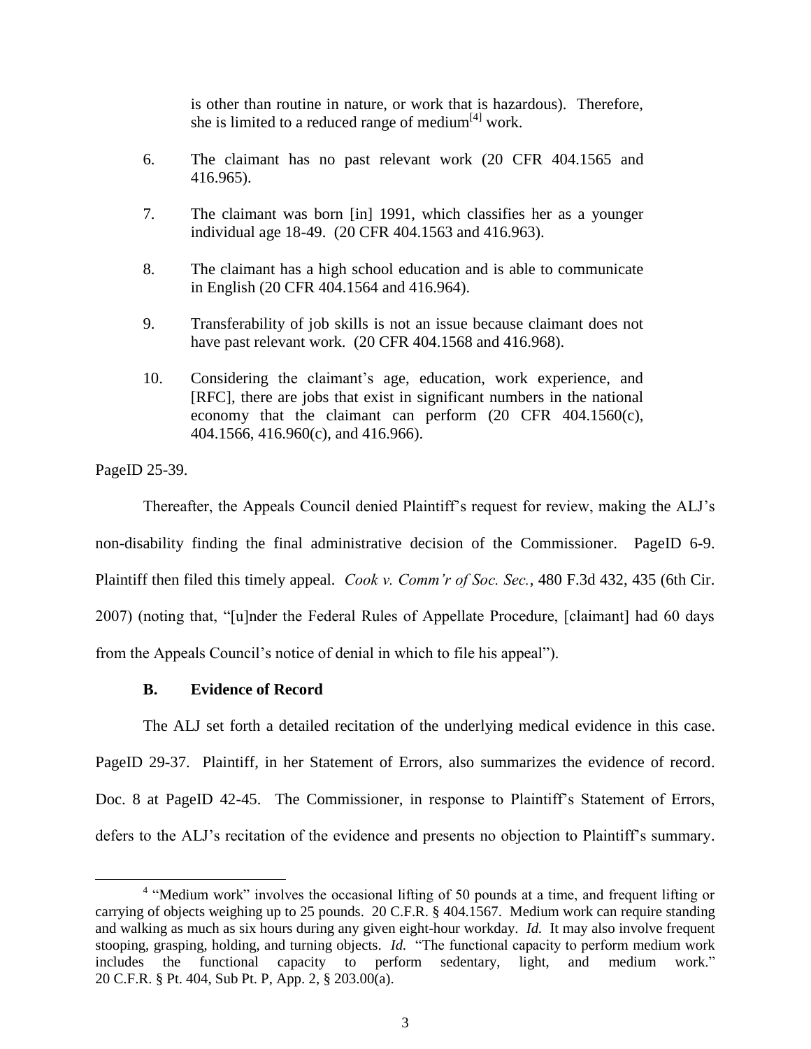is other than routine in nature, or work that is hazardous). Therefore, she is limited to a reduced range of medium[4] work.

6. The claimant has no past relevant work (20 CFR 404.1565 and 416.965).

7. The claimant was born [in] 1991, which classifies her as a younger individual age 18-49. (20 CFR 404.1563 and 416.963).

8. The claimant has a high school education and is able to communicate in English (20 CFR 404.1564 and 416.964).

9. Transferability of job skills is not an issue because claimant does not have past relevant work. (20 CFR 404.1568 and 416.968).

10. Considering the claimant's age, education, work experience, and [RFC], there are jobs that exist in significant numbers in the national economy that the claimant can perform (20 CFR 404.1560(c), 404.1566, 416.960(c), and 416.966).

PageID 25-39.

Thereafter, the Appeals Council denied Plaintiff's request for review, making the ALJ's non-disability finding the final administrative decision of the Commissioner. PageID 6-9. Plaintiff then filed this timely appeal. *Cook v. Comm'r of Soc. Sec.*, 480 F.3d 432, 435 (6th Cir. 2007) (noting that, "[u]nder the Federal Rules of Appellate Procedure, [claimant] had 60 days from the Appeals Council's notice of denial in which to file his appeal").

### B. Evidence of Record

The ALJ set forth a detailed recitation of the underlying medical evidence in this case. PageID 29-37. Plaintiff, in her Statement of Errors, also summarizes the evidence of record. Doc. 8 at PageID 42-45. The Commissioner, in response to Plaintiff's Statement of Errors, defers to the ALJ's recitation of the evidence and presents no objection to Plaintiff's summary.

---

[4] "Medium work" involves the occasional lifting of 50 pounds at a time, and frequent lifting or carrying of objects weighing up to 25 pounds. 20 C.F.R. § 404.1567. Medium work can require standing and walking as much as six hours during any given eight-hour workday. *Id.* It may also involve frequent stooping, grasping, holding, and turning objects. *Id.* "The functional capacity to perform medium work includes the functional capacity to perform sedentary, light, and medium work." 20 C.F.R. § Pt. 404, Sub Pt. P, App. 2, § 203.00(a).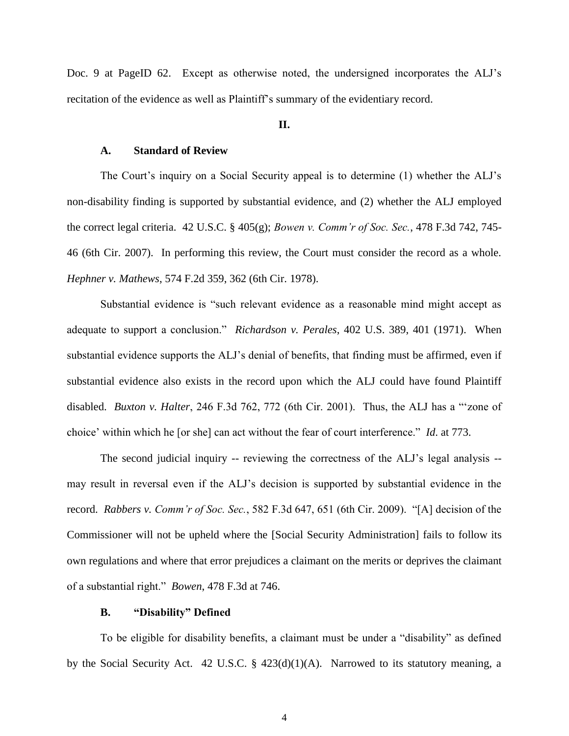Doc. 9 at PageID 62. Except as otherwise noted, the undersigned incorporates the ALJ's recitation of the evidence as well as Plaintiff's summary of the evidentiary record.

**II.**

### A. Standard of Review

The Court's inquiry on a Social Security appeal is to determine (1) whether the ALJ's non-disability finding is supported by substantial evidence, and (2) whether the ALJ employed the correct legal criteria. 42 U.S.C. § 405(g); *Bowen v. Comm'r of Soc. Sec.*, 478 F.3d 742, 745-46 (6th Cir. 2007). In performing this review, the Court must consider the record as a whole. *Hephner v. Mathews*, 574 F.2d 359, 362 (6th Cir. 1978).

Substantial evidence is "such relevant evidence as a reasonable mind might accept as adequate to support a conclusion." *Richardson v. Perales*, 402 U.S. 389, 401 (1971). When substantial evidence supports the ALJ's denial of benefits, that finding must be affirmed, even if substantial evidence also exists in the record upon which the ALJ could have found Plaintiff disabled. *Buxton v. Halter*, 246 F.3d 762, 772 (6th Cir. 2001). Thus, the ALJ has a "'zone of choice' within which he [or she] can act without the fear of court interference." *Id.* at 773.

The second judicial inquiry -- reviewing the correctness of the ALJ's legal analysis -- may result in reversal even if the ALJ's decision is supported by substantial evidence in the record. *Rabbers v. Comm'r of Soc. Sec.*, 582 F.3d 647, 651 (6th Cir. 2009). "[A] decision of the Commissioner will not be upheld where the [Social Security Administration] fails to follow its own regulations and where that error prejudices a claimant on the merits or deprives the claimant of a substantial right." *Bowen*, 478 F.3d at 746.

### B. "Disability" Defined

To be eligible for disability benefits, a claimant must be under a "disability" as defined by the Social Security Act. 42 U.S.C. § 423(d)(1)(A). Narrowed to its statutory meaning, a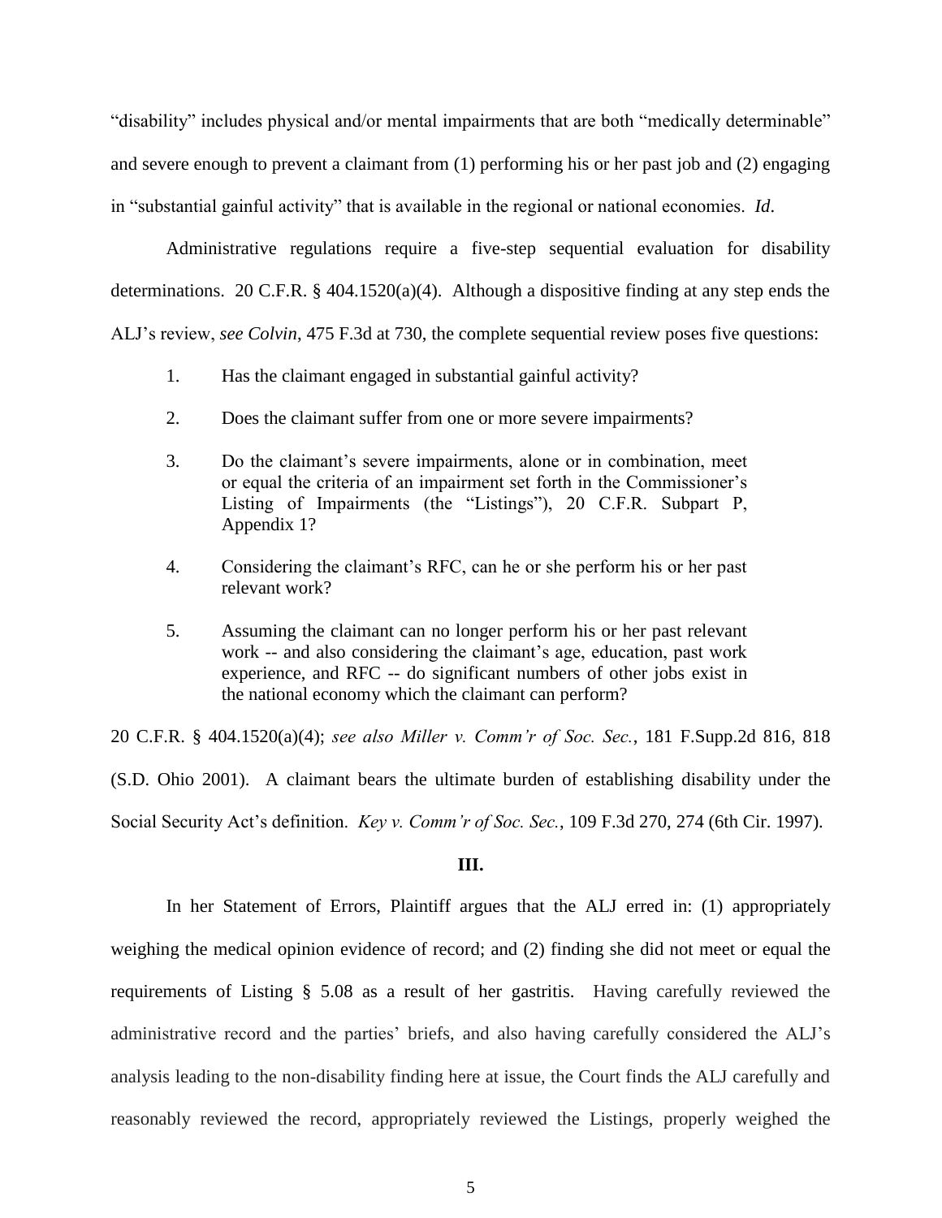"disability" includes physical and/or mental impairments that are both "medically determinable" and severe enough to prevent a claimant from (1) performing his or her past job and (2) engaging in "substantial gainful activity" that is available in the regional or national economies. *Id*.

Administrative regulations require a five-step sequential evaluation for disability determinations. 20 C.F.R. § 404.1520(a)(4). Although a dispositive finding at any step ends the ALJ's review, *see Colvin*, 475 F.3d at 730, the complete sequential review poses five questions:

1. Has the claimant engaged in substantial gainful activity?

2. Does the claimant suffer from one or more severe impairments?

3. Do the claimant's severe impairments, alone or in combination, meet or equal the criteria of an impairment set forth in the Commissioner's Listing of Impairments (the "Listings"), 20 C.F.R. Subpart P, Appendix 1?

4. Considering the claimant's RFC, can he or she perform his or her past relevant work?

5. Assuming the claimant can no longer perform his or her past relevant work -- and also considering the claimant's age, education, past work experience, and RFC -- do significant numbers of other jobs exist in the national economy which the claimant can perform?

20 C.F.R. § 404.1520(a)(4); *see also Miller v. Comm'r of Soc. Sec.*, 181 F.Supp.2d 816, 818 (S.D. Ohio 2001). A claimant bears the ultimate burden of establishing disability under the Social Security Act's definition. *Key v. Comm'r of Soc. Sec.*, 109 F.3d 270, 274 (6th Cir. 1997).

## III.

In her Statement of Errors, Plaintiff argues that the ALJ erred in: (1) appropriately weighing the medical opinion evidence of record; and (2) finding she did not meet or equal the requirements of Listing § 5.08 as a result of her gastritis. Having carefully reviewed the administrative record and the parties' briefs, and also having carefully considered the ALJ's analysis leading to the non-disability finding here at issue, the Court finds the ALJ carefully and reasonably reviewed the record, appropriately reviewed the Listings, properly weighed the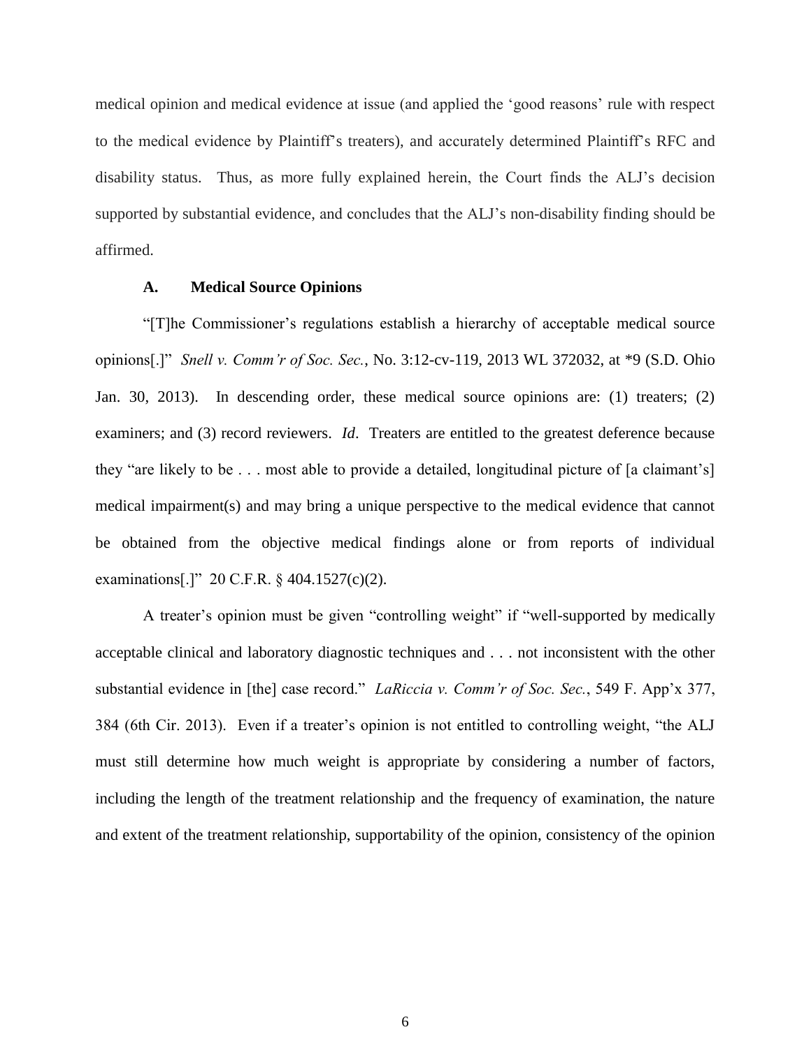medical opinion and medical evidence at issue (and applied the 'good reasons' rule with respect to the medical evidence by Plaintiff's treaters), and accurately determined Plaintiff's RFC and disability status. Thus, as more fully explained herein, the Court finds the ALJ's decision supported by substantial evidence, and concludes that the ALJ's non-disability finding should be affirmed.

### A. Medical Source Opinions

"[T]he Commissioner's regulations establish a hierarchy of acceptable medical source opinions[.]" *Snell v. Comm'r of Soc. Sec.*, No. 3:12-cv-119, 2013 WL 372032, at *9 (S.D. Ohio Jan. 30, 2013). In descending order, these medical source opinions are: (1) treaters; (2) examiners; and (3) record reviewers. *Id*. Treaters are entitled to the greatest deference because they "are likely to be . . . most able to provide a detailed, longitudinal picture of [a claimant's] medical impairment(s) and may bring a unique perspective to the medical evidence that cannot be obtained from the objective medical findings alone or from reports of individual examinations[.]" 20 C.F.R. § 404.1527(c)(2).

A treater's opinion must be given "controlling weight" if "well-supported by medically acceptable clinical and laboratory diagnostic techniques and . . . not inconsistent with the other substantial evidence in [the] case record." *LaRiccia v. Comm'r of Soc. Sec.*, 549 F. App'x 377, 384 (6th Cir. 2013). Even if a treater's opinion is not entitled to controlling weight, "the ALJ must still determine how much weight is appropriate by considering a number of factors, including the length of the treatment relationship and the frequency of examination, the nature and extent of the treatment relationship, supportability of the opinion, consistency of the opinion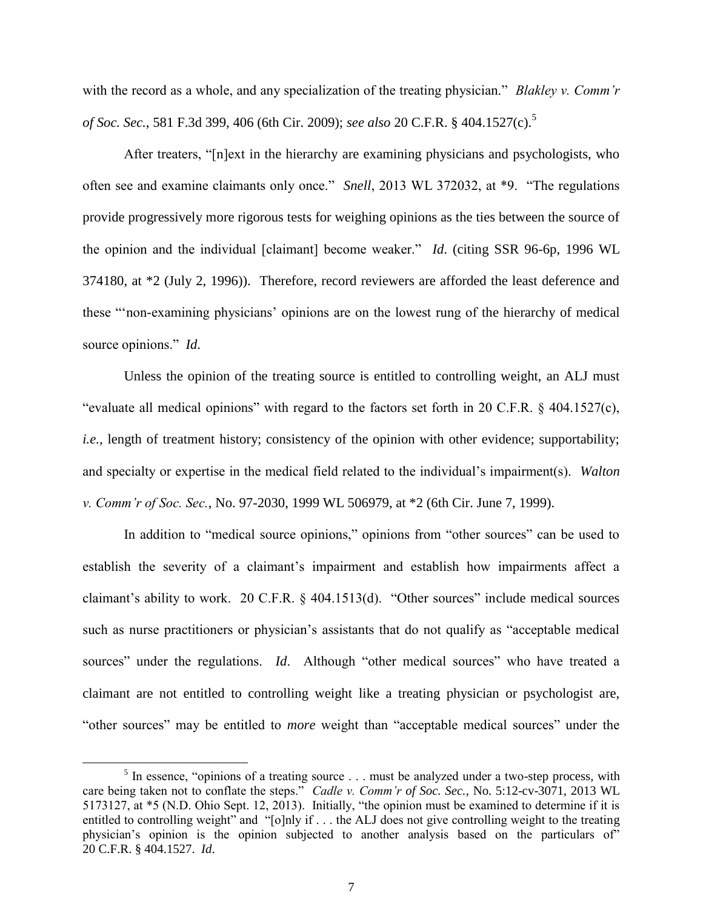with the record as a whole, and any specialization of the treating physician." *Blakley v. Comm'r of Soc. Sec.*, 581 F.3d 399, 406 (6th Cir. 2009); *see also* 20 C.F.R. § 404.1527(c).[5]

After treaters, "[n]ext in the hierarchy are examining physicians and psychologists, who often see and examine claimants only once." *Snell*, 2013 WL 372032, at *9. "The regulations provide progressively more rigorous tests for weighing opinions as the ties between the source of the opinion and the individual [claimant] become weaker." *Id.* (citing SSR 96-6p, 1996 WL 374180, at *2 (July 2, 1996)). Therefore, record reviewers are afforded the least deference and these "'non-examining physicians' opinions are on the lowest rung of the hierarchy of medical source opinions." *Id.*

Unless the opinion of the treating source is entitled to controlling weight, an ALJ must "evaluate all medical opinions" with regard to the factors set forth in 20 C.F.R. § 404.1527(c), *i.e.*, length of treatment history; consistency of the opinion with other evidence; supportability; and specialty or expertise in the medical field related to the individual's impairment(s). *Walton v. Comm'r of Soc. Sec.*, No. 97-2030, 1999 WL 506979, at *2 (6th Cir. June 7, 1999).

In addition to "medical source opinions," opinions from "other sources" can be used to establish the severity of a claimant's impairment and establish how impairments affect a claimant's ability to work. 20 C.F.R. § 404.1513(d). "Other sources" include medical sources such as nurse practitioners or physician's assistants that do not qualify as "acceptable medical sources" under the regulations. *Id*. Although "other medical sources" who have treated a claimant are not entitled to controlling weight like a treating physician or psychologist are, "other sources" may be entitled to *more* weight than "acceptable medical sources" under the

[5] In essence, "opinions of a treating source . . . must be analyzed under a two-step process, with care being taken not to conflate the steps." *Cadle v. Comm'r of Soc. Sec.*, No. 5:12-cv-3071, 2013 WL 5173127, at *5 (N.D. Ohio Sept. 12, 2013). Initially, "the opinion must be examined to determine if it is entitled to controlling weight" and "[o]nly if . . . the ALJ does not give controlling weight to the treating physician's opinion is the opinion subjected to another analysis based on the particulars of" 20 C.F.R. § 404.1527. *Id.*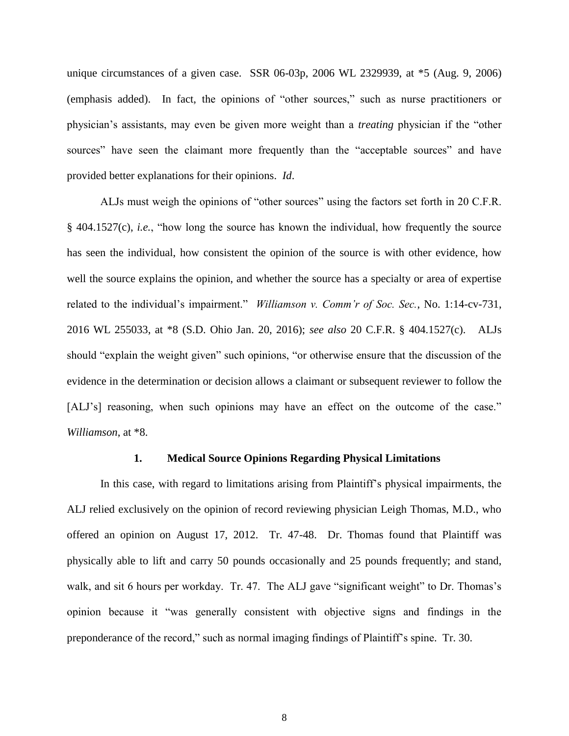unique circumstances of a given case. SSR 06-03p, 2006 WL 2329939, at *5 (Aug. 9, 2006) (emphasis added). In fact, the opinions of "other sources," such as nurse practitioners or physician's assistants, may even be given more weight than a *treating* physician if the "other sources" have seen the claimant more frequently than the "acceptable sources" and have provided better explanations for their opinions. *Id*.

ALJs must weigh the opinions of "other sources" using the factors set forth in 20 C.F.R. § 404.1527(c), *i.e.*, "how long the source has known the individual, how frequently the source has seen the individual, how consistent the opinion of the source is with other evidence, how well the source explains the opinion, and whether the source has a specialty or area of expertise related to the individual's impairment." *Williamson v. Comm'r of Soc. Sec.*, No. 1:14-cv-731, 2016 WL 255033, at *8 (S.D. Ohio Jan. 20, 2016); *see also* 20 C.F.R. § 404.1527(c). ALJs should "explain the weight given" such opinions, "or otherwise ensure that the discussion of the evidence in the determination or decision allows a claimant or subsequent reviewer to follow the [ALJ's] reasoning, when such opinions may have an effect on the outcome of the case." *Williamson*, at *8.

### 1. Medical Source Opinions Regarding Physical Limitations

In this case, with regard to limitations arising from Plaintiff's physical impairments, the ALJ relied exclusively on the opinion of record reviewing physician Leigh Thomas, M.D., who offered an opinion on August 17, 2012. Tr. 47-48. Dr. Thomas found that Plaintiff was physically able to lift and carry 50 pounds occasionally and 25 pounds frequently; and stand, walk, and sit 6 hours per workday. Tr. 47. The ALJ gave "significant weight" to Dr. Thomas's opinion because it "was generally consistent with objective signs and findings in the preponderance of the record," such as normal imaging findings of Plaintiff's spine. Tr. 30.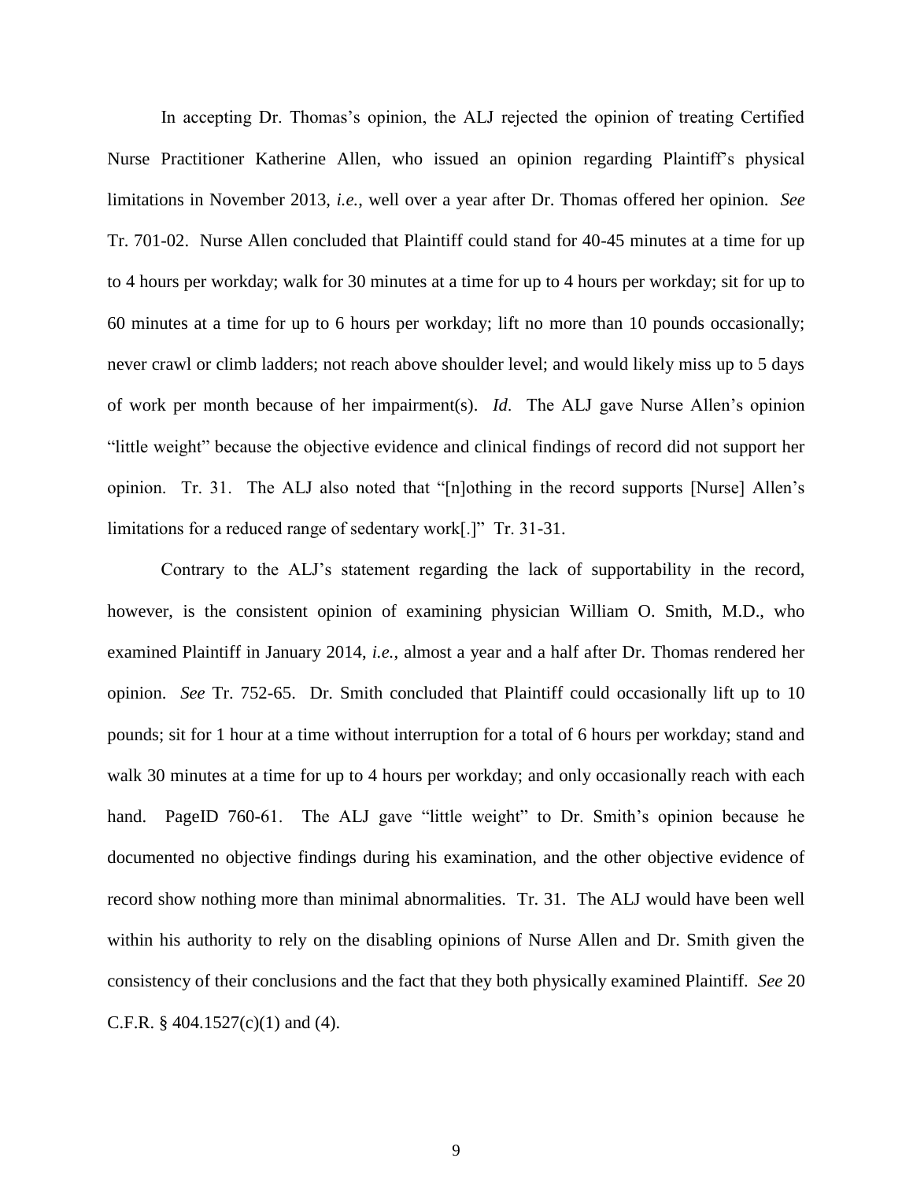In accepting Dr. Thomas's opinion, the ALJ rejected the opinion of treating Certified Nurse Practitioner Katherine Allen, who issued an opinion regarding Plaintiff's physical limitations in November 2013, *i.e.*, well over a year after Dr. Thomas offered her opinion. *See* Tr. 701-02. Nurse Allen concluded that Plaintiff could stand for 40-45 minutes at a time for up to 4 hours per workday; walk for 30 minutes at a time for up to 4 hours per workday; sit for up to 60 minutes at a time for up to 6 hours per workday; lift no more than 10 pounds occasionally; never crawl or climb ladders; not reach above shoulder level; and would likely miss up to 5 days of work per month because of her impairment(s). *Id*. The ALJ gave Nurse Allen's opinion "little weight" because the objective evidence and clinical findings of record did not support her opinion. Tr. 31. The ALJ also noted that "[n]othing in the record supports [Nurse] Allen's limitations for a reduced range of sedentary work[.]" Tr. 31-31.

Contrary to the ALJ's statement regarding the lack of supportability in the record, however, is the consistent opinion of examining physician William O. Smith, M.D., who examined Plaintiff in January 2014, *i.e.*, almost a year and a half after Dr. Thomas rendered her opinion. *See* Tr. 752-65. Dr. Smith concluded that Plaintiff could occasionally lift up to 10 pounds; sit for 1 hour at a time without interruption for a total of 6 hours per workday; stand and walk 30 minutes at a time for up to 4 hours per workday; and only occasionally reach with each hand. PageID 760-61. The ALJ gave "little weight" to Dr. Smith's opinion because he documented no objective findings during his examination, and the other objective evidence of record show nothing more than minimal abnormalities. Tr. 31. The ALJ would have been well within his authority to rely on the disabling opinions of Nurse Allen and Dr. Smith given the consistency of their conclusions and the fact that they both physically examined Plaintiff. *See* 20 C.F.R. § 404.1527(c)(1) and (4).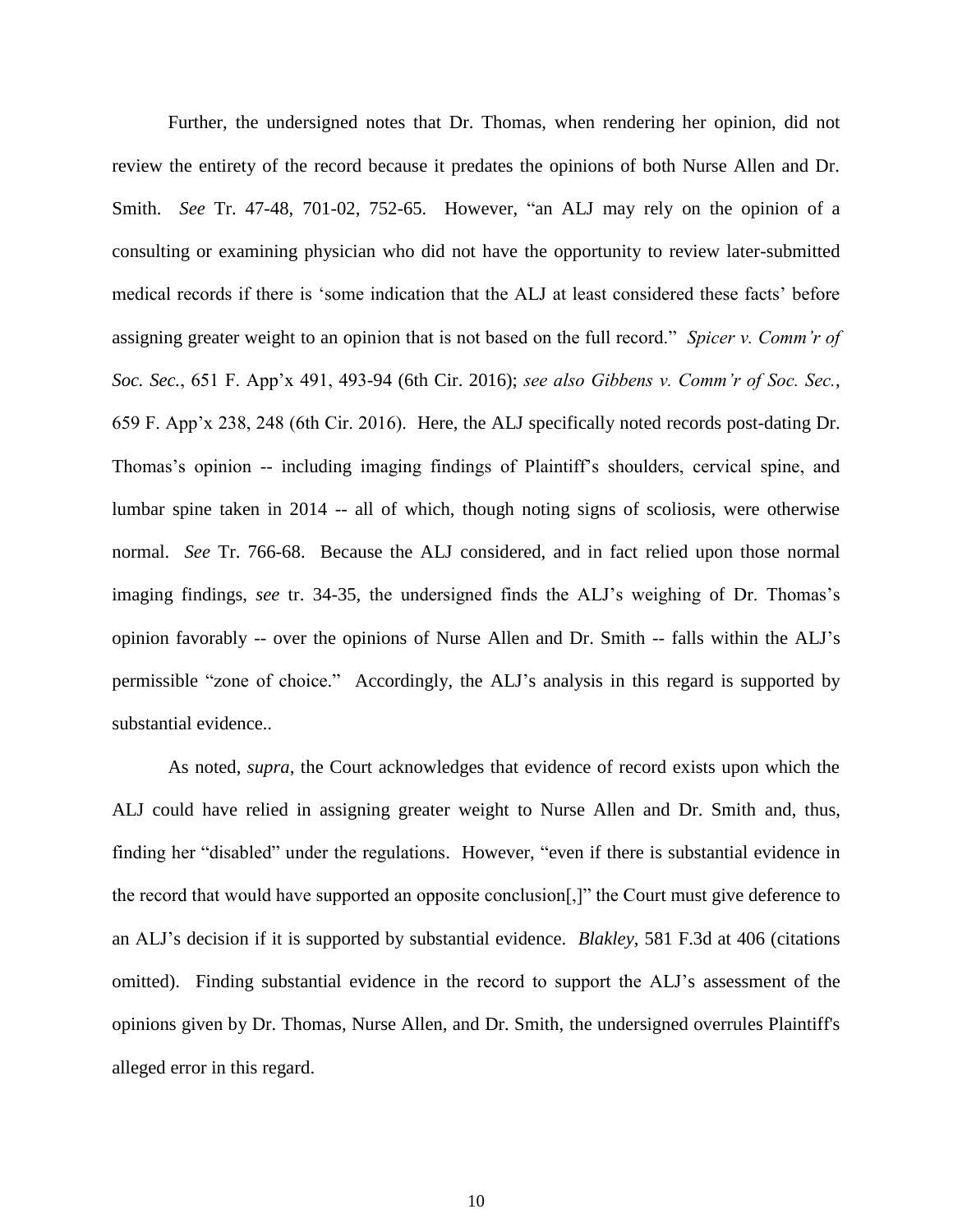Further, the undersigned notes that Dr. Thomas, when rendering her opinion, did not review the entirety of the record because it predates the opinions of both Nurse Allen and Dr. Smith. *See* Tr. 47-48, 701-02, 752-65. However, "an ALJ may rely on the opinion of a consulting or examining physician who did not have the opportunity to review later-submitted medical records if there is 'some indication that the ALJ at least considered these facts' before assigning greater weight to an opinion that is not based on the full record." *Spicer v. Comm'r of Soc. Sec.*, 651 F. App'x 491, 493-94 (6th Cir. 2016); *see also Gibbens v. Comm'r of Soc. Sec.*, 659 F. App'x 238, 248 (6th Cir. 2016). Here, the ALJ specifically noted records post-dating Dr. Thomas's opinion -- including imaging findings of Plaintiff's shoulders, cervical spine, and lumbar spine taken in 2014 -- all of which, though noting signs of scoliosis, were otherwise normal. *See* Tr. 766-68. Because the ALJ considered, and in fact relied upon those normal imaging findings, *see* tr. 34-35, the undersigned finds the ALJ's weighing of Dr. Thomas's opinion favorably -- over the opinions of Nurse Allen and Dr. Smith -- falls within the ALJ's permissible "zone of choice." Accordingly, the ALJ's analysis in this regard is supported by substantial evidence..

As noted, *supra*, the Court acknowledges that evidence of record exists upon which the ALJ could have relied in assigning greater weight to Nurse Allen and Dr. Smith and, thus, finding her "disabled" under the regulations. However, "even if there is substantial evidence in the record that would have supported an opposite conclusion[,]" the Court must give deference to an ALJ's decision if it is supported by substantial evidence. *Blakley*, 581 F.3d at 406 (citations omitted). Finding substantial evidence in the record to support the ALJ's assessment of the opinions given by Dr. Thomas, Nurse Allen, and Dr. Smith, the undersigned overrules Plaintiff's alleged error in this regard.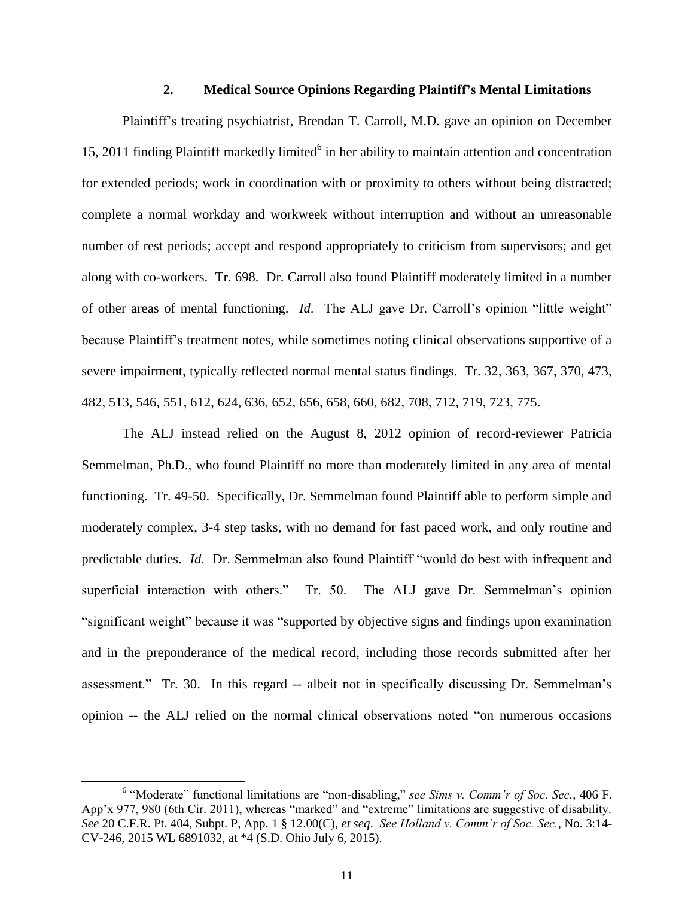### 2. Medical Source Opinions Regarding Plaintiff's Mental Limitations

Plaintiff's treating psychiatrist, Brendan T. Carroll, M.D. gave an opinion on December 15, 2011 finding Plaintiff markedly limited[6] in her ability to maintain attention and concentration for extended periods; work in coordination with or proximity to others without being distracted; complete a normal workday and workweek without interruption and without an unreasonable number of rest periods; accept and respond appropriately to criticism from supervisors; and get along with co-workers. Tr. 698. Dr. Carroll also found Plaintiff moderately limited in a number of other areas of mental functioning. *Id*. The ALJ gave Dr. Carroll's opinion "little weight" because Plaintiff's treatment notes, while sometimes noting clinical observations supportive of a severe impairment, typically reflected normal mental status findings. Tr. 32, 363, 367, 370, 473, 482, 513, 546, 551, 612, 624, 636, 652, 656, 658, 660, 682, 708, 712, 719, 723, 775.

The ALJ instead relied on the August 8, 2012 opinion of record-reviewer Patricia Semmelman, Ph.D., who found Plaintiff no more than moderately limited in any area of mental functioning. Tr. 49-50. Specifically, Dr. Semmelman found Plaintiff able to perform simple and moderately complex, 3-4 step tasks, with no demand for fast paced work, and only routine and predictable duties. *Id*. Dr. Semmelman also found Plaintiff "would do best with infrequent and superficial interaction with others." Tr. 50. The ALJ gave Dr. Semmelman's opinion "significant weight" because it was "supported by objective signs and findings upon examination and in the preponderance of the medical record, including those records submitted after her assessment." Tr. 30. In this regard -- albeit not in specifically discussing Dr. Semmelman's opinion -- the ALJ relied on the normal clinical observations noted "on numerous occasions

---

[6] "Moderate" functional limitations are "non-disabling," *see Sims v. Comm'r of Soc. Sec.*, 406 F. App'x 977, 980 (6th Cir. 2011), whereas "marked" and "extreme" limitations are suggestive of disability. *See* 20 C.F.R. Pt. 404, Subpt. P, App. 1 § 12.00(C), *et seq*. *See Holland v. Comm'r of Soc. Sec.*, No. 3:14-CV-246, 2015 WL 6891032, at *4 (S.D. Ohio July 6, 2015).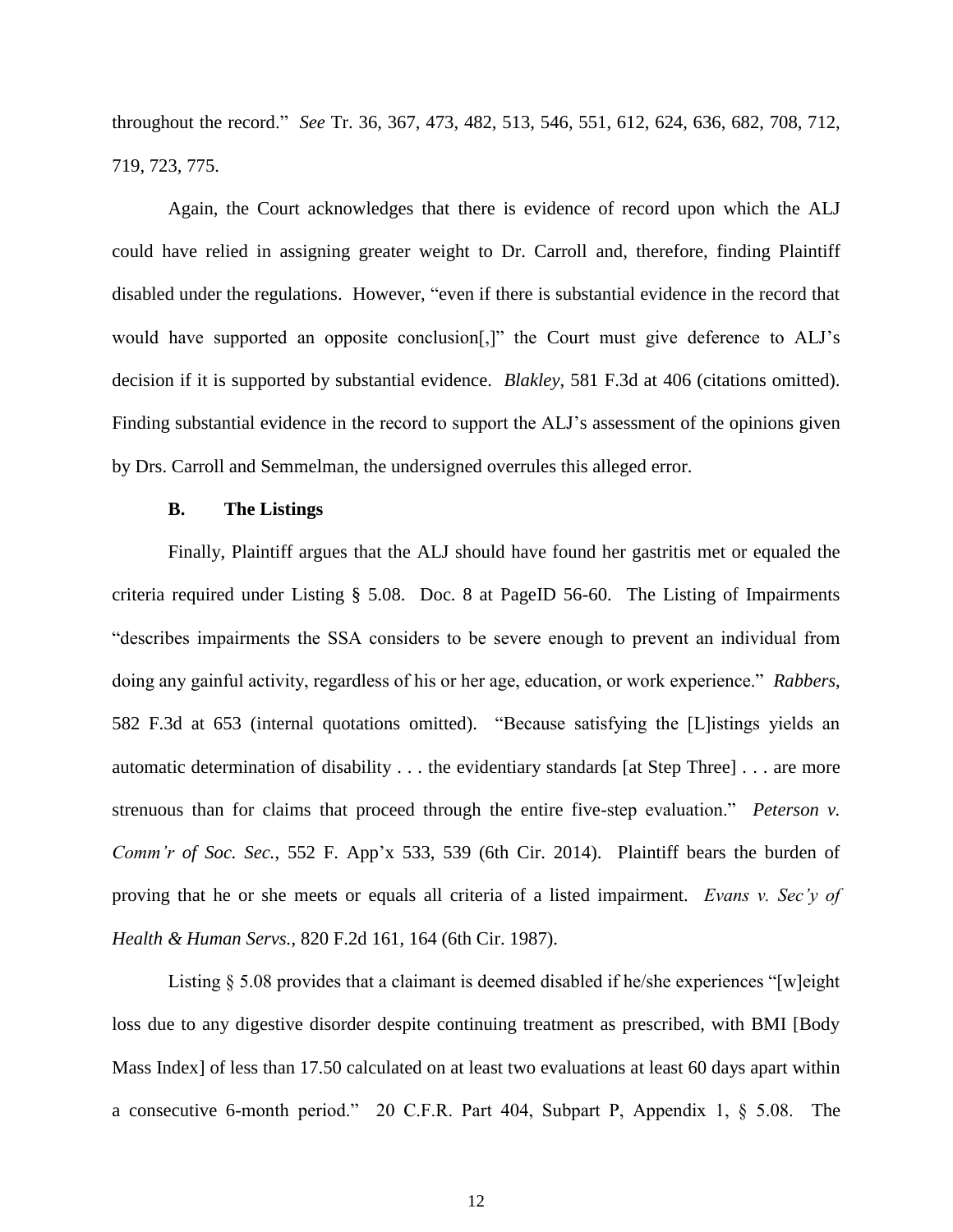throughout the record." *See* Tr. 36, 367, 473, 482, 513, 546, 551, 612, 624, 636, 682, 708, 712, 719, 723, 775.

Again, the Court acknowledges that there is evidence of record upon which the ALJ could have relied in assigning greater weight to Dr. Carroll and, therefore, finding Plaintiff disabled under the regulations. However, "even if there is substantial evidence in the record that would have supported an opposite conclusion[,]" the Court must give deference to ALJ's decision if it is supported by substantial evidence. *Blakley*, 581 F.3d at 406 (citations omitted). Finding substantial evidence in the record to support the ALJ's assessment of the opinions given by Drs. Carroll and Semmelman, the undersigned overrules this alleged error.

### B. The Listings

Finally, Plaintiff argues that the ALJ should have found her gastritis met or equaled the criteria required under Listing § 5.08. Doc. 8 at PageID 56-60. The Listing of Impairments "describes impairments the SSA considers to be severe enough to prevent an individual from doing any gainful activity, regardless of his or her age, education, or work experience." *Rabbers*, 582 F.3d at 653 (internal quotations omitted). "Because satisfying the [L]istings yields an automatic determination of disability . . . the evidentiary standards [at Step Three] . . . are more strenuous than for claims that proceed through the entire five-step evaluation." *Peterson v. Comm'r of Soc. Sec.*, 552 F. App'x 533, 539 (6th Cir. 2014). Plaintiff bears the burden of proving that he or she meets or equals all criteria of a listed impairment. *Evans v. Sec'y of Health & Human Servs.*, 820 F.2d 161, 164 (6th Cir. 1987).

Listing § 5.08 provides that a claimant is deemed disabled if he/she experiences "[w]eight loss due to any digestive disorder despite continuing treatment as prescribed, with BMI [Body Mass Index] of less than 17.50 calculated on at least two evaluations at least 60 days apart within a consecutive 6-month period." 20 C.F.R. Part 404, Subpart P, Appendix 1, § 5.08. The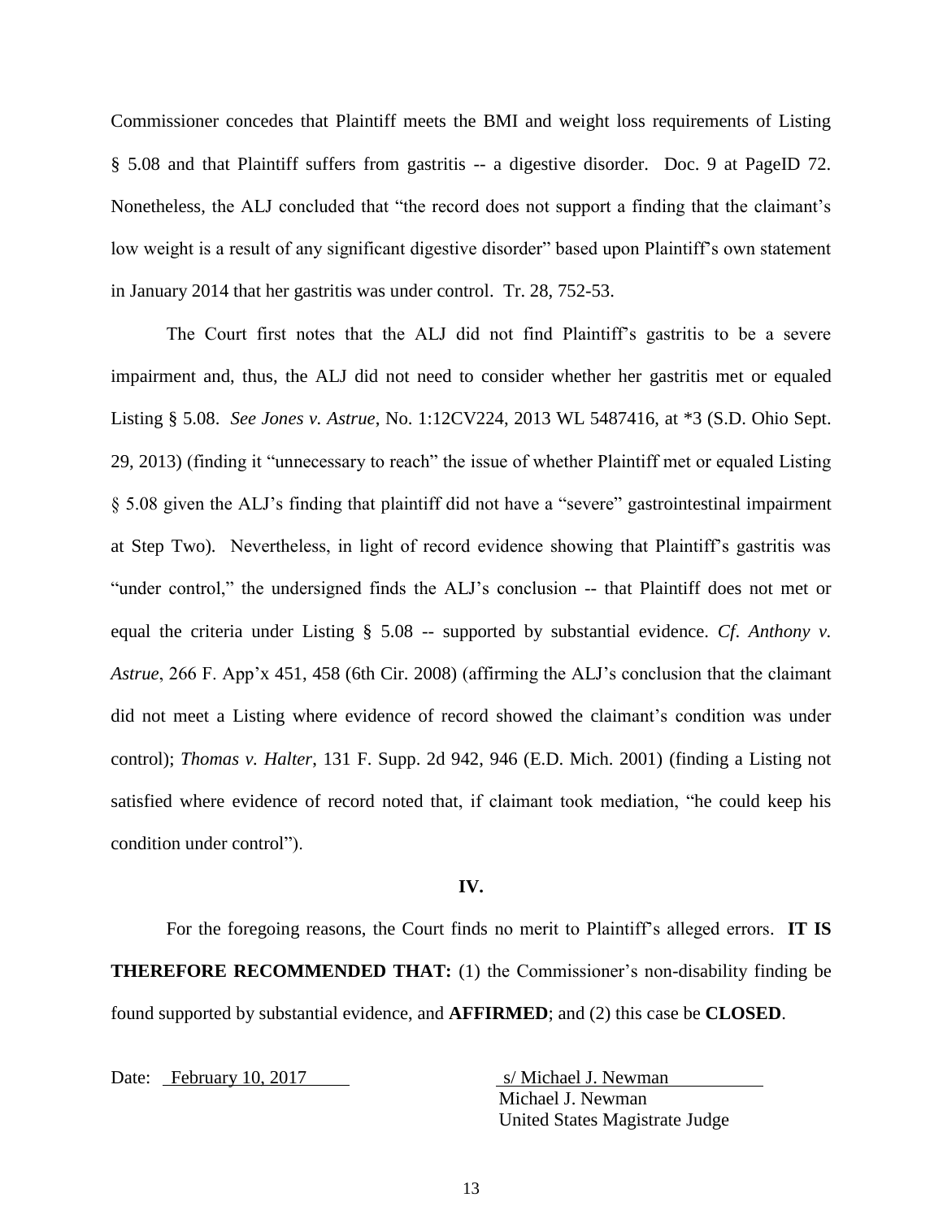Commissioner concedes that Plaintiff meets the BMI and weight loss requirements of Listing § 5.08 and that Plaintiff suffers from gastritis -- a digestive disorder. Doc. 9 at PageID 72. Nonetheless, the ALJ concluded that "the record does not support a finding that the claimant's low weight is a result of any significant digestive disorder" based upon Plaintiff's own statement in January 2014 that her gastritis was under control. Tr. 28, 752-53.

The Court first notes that the ALJ did not find Plaintiff's gastritis to be a severe impairment and, thus, the ALJ did not need to consider whether her gastritis met or equaled Listing § 5.08. *See Jones v. Astrue*, No. 1:12CV224, 2013 WL 5487416, at *3 (S.D. Ohio Sept. 29, 2013) (finding it "unnecessary to reach" the issue of whether Plaintiff met or equaled Listing § 5.08 given the ALJ's finding that plaintiff did not have a "severe" gastrointestinal impairment at Step Two). Nevertheless, in light of record evidence showing that Plaintiff's gastritis was "under control," the undersigned finds the ALJ's conclusion -- that Plaintiff does not met or equal the criteria under Listing § 5.08 -- supported by substantial evidence. *Cf*. *Anthony v. Astrue*, 266 F. App'x 451, 458 (6th Cir. 2008) (affirming the ALJ's conclusion that the claimant did not meet a Listing where evidence of record showed the claimant's condition was under control); *Thomas v. Halter*, 131 F. Supp. 2d 942, 946 (E.D. Mich. 2001) (finding a Listing not satisfied where evidence of record noted that, if claimant took mediation, "he could keep his condition under control").

**IV.**

For the foregoing reasons, the Court finds no merit to Plaintiff's alleged errors. **IT IS THEREFORE RECOMMENDED THAT:** (1) the Commissioner's non-disability finding be found supported by substantial evidence, and **AFFIRMED**; and (2) this case be **CLOSED**.

Date: February 10, 2017

s/ Michael J. Newman
Michael J. Newman
United States Magistrate Judge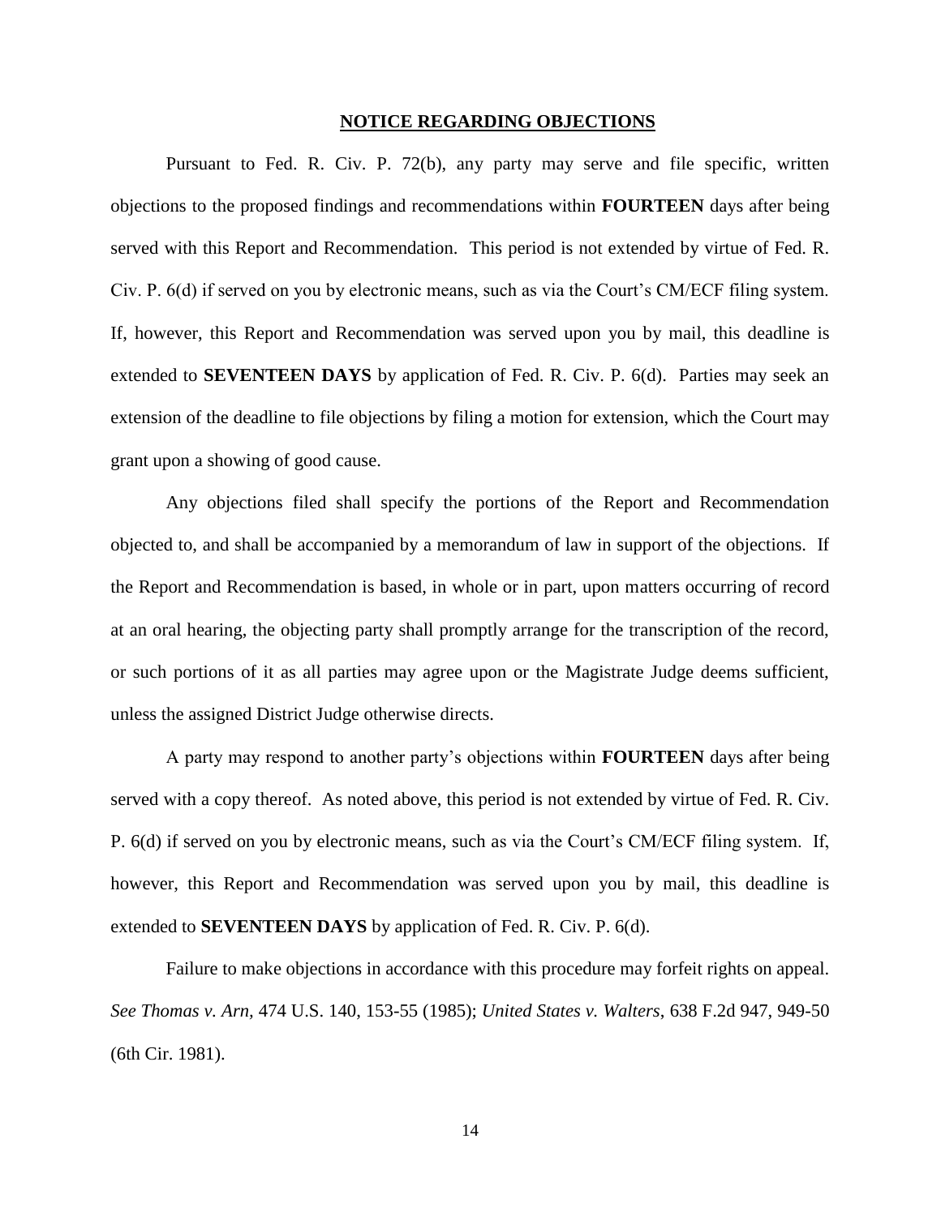## NOTICE REGARDING OBJECTIONS

Pursuant to Fed. R. Civ. P. 72(b), any party may serve and file specific, written objections to the proposed findings and recommendations within **FOURTEEN** days after being served with this Report and Recommendation. This period is not extended by virtue of Fed. R. Civ. P. 6(d) if served on you by electronic means, such as via the Court's CM/ECF filing system. If, however, this Report and Recommendation was served upon you by mail, this deadline is extended to **SEVENTEEN DAYS** by application of Fed. R. Civ. P. 6(d). Parties may seek an extension of the deadline to file objections by filing a motion for extension, which the Court may grant upon a showing of good cause.

Any objections filed shall specify the portions of the Report and Recommendation objected to, and shall be accompanied by a memorandum of law in support of the objections. If the Report and Recommendation is based, in whole or in part, upon matters occurring of record at an oral hearing, the objecting party shall promptly arrange for the transcription of the record, or such portions of it as all parties may agree upon or the Magistrate Judge deems sufficient, unless the assigned District Judge otherwise directs.

A party may respond to another party's objections within **FOURTEEN** days after being served with a copy thereof. As noted above, this period is not extended by virtue of Fed. R. Civ. P. 6(d) if served on you by electronic means, such as via the Court's CM/ECF filing system. If, however, this Report and Recommendation was served upon you by mail, this deadline is extended to **SEVENTEEN DAYS** by application of Fed. R. Civ. P. 6(d).

Failure to make objections in accordance with this procedure may forfeit rights on appeal. *See Thomas v. Arn*, 474 U.S. 140, 153-55 (1985); *United States v. Walters*, 638 F.2d 947, 949-50 (6th Cir. 1981).